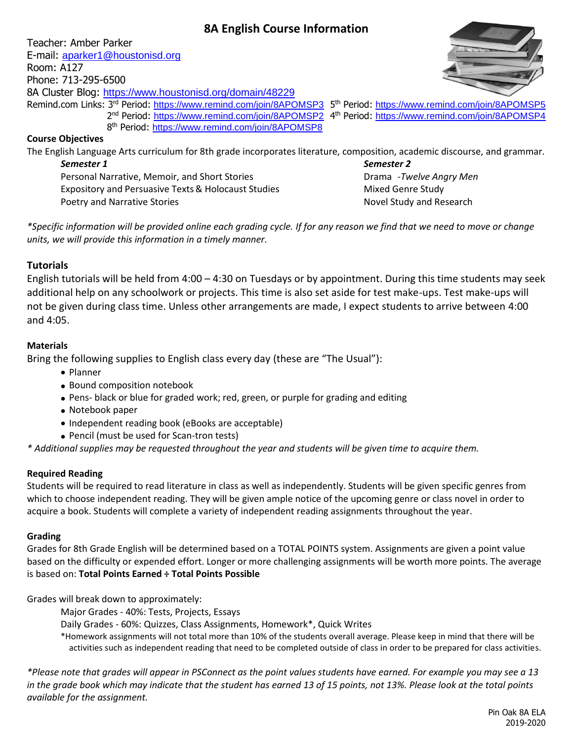# 8A English Course Information

Teacher: Amber Parker
E-mail: aparker1@houstonisd.org
Room: A127
Phone: 713-295-6500
8A Cluster Blog: https://www.houstonisd.org/domain/48229
Remind.com Links: 3rd Period: https://www.remind.com/join/8APOMSP3 5th Period: https://www.remind.com/join/8APOMSP5
2nd Period: https://www.remind.com/join/8APOMSP2 4th Period: https://www.remind.com/join/8APOMSP4
8th Period: https://www.remind.com/join/8APOMSP8

**Course Objectives**

The English Language Arts curriculum for 8th grade incorporates literature, composition, academic discourse, and grammar.

***Semester 1***

Personal Narrative, Memoir, and Short Stories
Expository and Persuasive Texts & Holocaust Studies
Poetry and Narrative Stories

***Semester 2***

Drama -*Twelve Angry Men*
Mixed Genre Study
Novel Study and Research

*\*Specific information will be provided online each grading cycle. If for any reason we find that we need to move or change units, we will provide this information in a timely manner.*

## Tutorials

English tutorials will be held from 4:00 – 4:30 on Tuesdays or by appointment. During this time students may seek additional help on any schoolwork or projects. This time is also set aside for test make-ups. Test make-ups will not be given during class time. Unless other arrangements are made, I expect students to arrive between 4:00 and 4:05.

**Materials**

Bring the following supplies to English class every day (these are "The Usual"):

- Planner
- Bound composition notebook
- Pens- black or blue for graded work; red, green, or purple for grading and editing
- Notebook paper
- Independent reading book (eBooks are acceptable)
- Pencil (must be used for Scan-tron tests)

*\* Additional supplies may be requested throughout the year and students will be given time to acquire them.*

**Required Reading**

Students will be required to read literature in class as well as independently. Students will be given specific genres from which to choose independent reading. They will be given ample notice of the upcoming genre or class novel in order to acquire a book. Students will complete a variety of independent reading assignments throughout the year.

**Grading**

Grades for 8th Grade English will be determined based on a TOTAL POINTS system. Assignments are given a point value based on the difficulty or expended effort. Longer or more challenging assignments will be worth more points. The average is based on: **Total Points Earned ÷ Total Points Possible**

Grades will break down to approximately:

Major Grades - 40%: Tests, Projects, Essays
Daily Grades - 60%: Quizzes, Class Assignments, Homework\*, Quick Writes
\*Homework assignments will not total more than 10% of the students overall average. Please keep in mind that there will be activities such as independent reading that need to be completed outside of class in order to be prepared for class activities.

*\*Please note that grades will appear in PSConnect as the point values students have earned. For example you may see a 13 in the grade book which may indicate that the student has earned 13 of 15 points, not 13%. Please look at the total points available for the assignment.*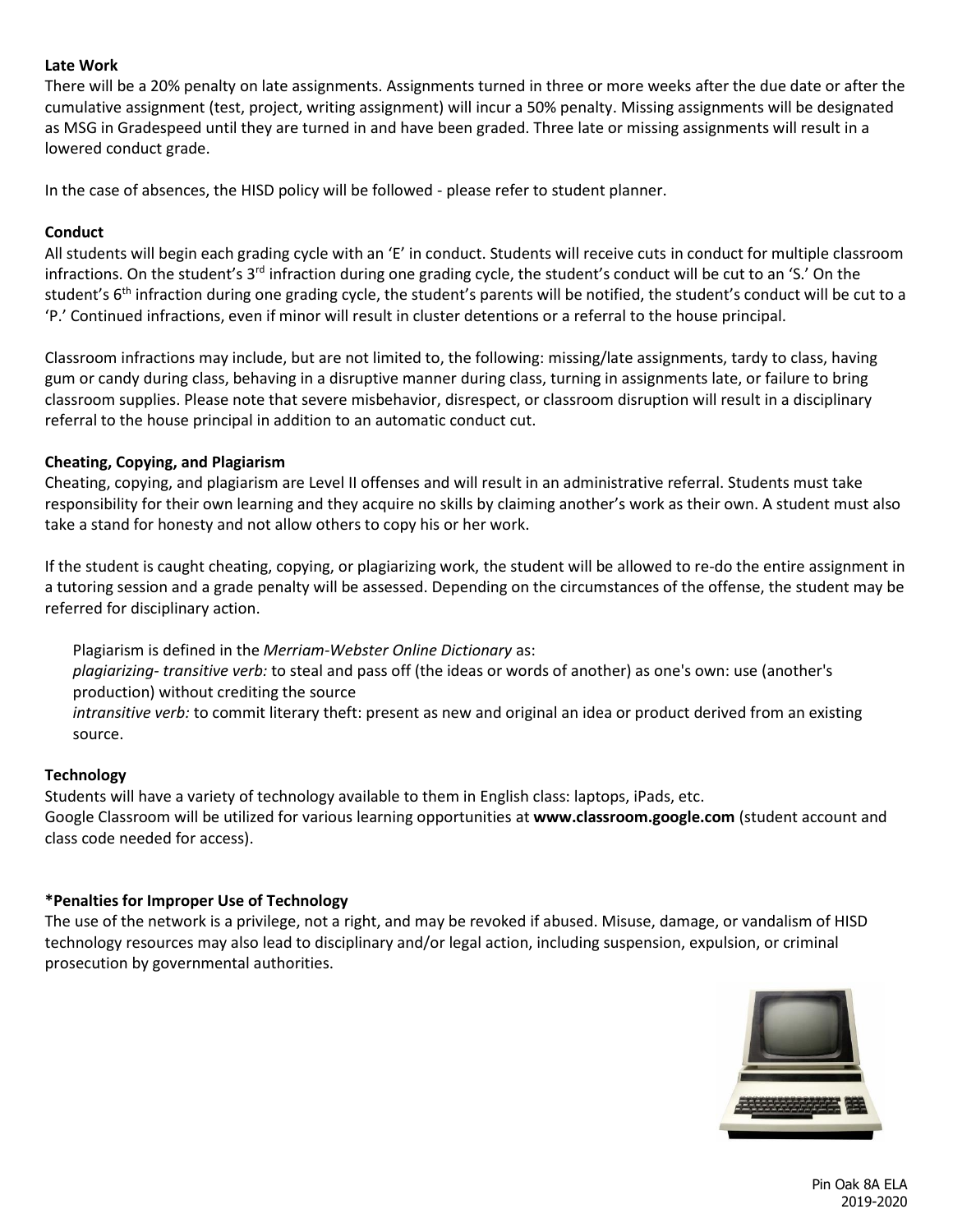**Late Work**

There will be a 20% penalty on late assignments. Assignments turned in three or more weeks after the due date or after the cumulative assignment (test, project, writing assignment) will incur a 50% penalty. Missing assignments will be designated as MSG in Gradespeed until they are turned in and have been graded. Three late or missing assignments will result in a lowered conduct grade.

In the case of absences, the HISD policy will be followed - please refer to student planner.

**Conduct**

All students will begin each grading cycle with an 'E' in conduct. Students will receive cuts in conduct for multiple classroom infractions. On the student's 3rd infraction during one grading cycle, the student's conduct will be cut to an 'S.' On the student's 6th infraction during one grading cycle, the student's parents will be notified, the student's conduct will be cut to a 'P.' Continued infractions, even if minor will result in cluster detentions or a referral to the house principal.

Classroom infractions may include, but are not limited to, the following: missing/late assignments, tardy to class, having gum or candy during class, behaving in a disruptive manner during class, turning in assignments late, or failure to bring classroom supplies. Please note that severe misbehavior, disrespect, or classroom disruption will result in a disciplinary referral to the house principal in addition to an automatic conduct cut.

**Cheating, Copying, and Plagiarism**

Cheating, copying, and plagiarism are Level II offenses and will result in an administrative referral. Students must take responsibility for their own learning and they acquire no skills by claiming another's work as their own. A student must also take a stand for honesty and not allow others to copy his or her work.

If the student is caught cheating, copying, or plagiarizing work, the student will be allowed to re-do the entire assignment in a tutoring session and a grade penalty will be assessed. Depending on the circumstances of the offense, the student may be referred for disciplinary action.

> Plagiarism is defined in the *Merriam-Webster Online Dictionary* as:
> *plagiarizing- transitive verb:* to steal and pass off (the ideas or words of another) as one's own: use (another's production) without crediting the source
> *intransitive verb:* to commit literary theft: present as new and original an idea or product derived from an existing source.

**Technology**

Students will have a variety of technology available to them in English class: laptops, iPads, etc.
Google Classroom will be utilized for various learning opportunities at **www.classroom.google.com** (student account and class code needed for access).

**\*Penalties for Improper Use of Technology**

The use of the network is a privilege, not a right, and may be revoked if abused. Misuse, damage, or vandalism of HISD technology resources may also lead to disciplinary and/or legal action, including suspension, expulsion, or criminal prosecution by governmental authorities.